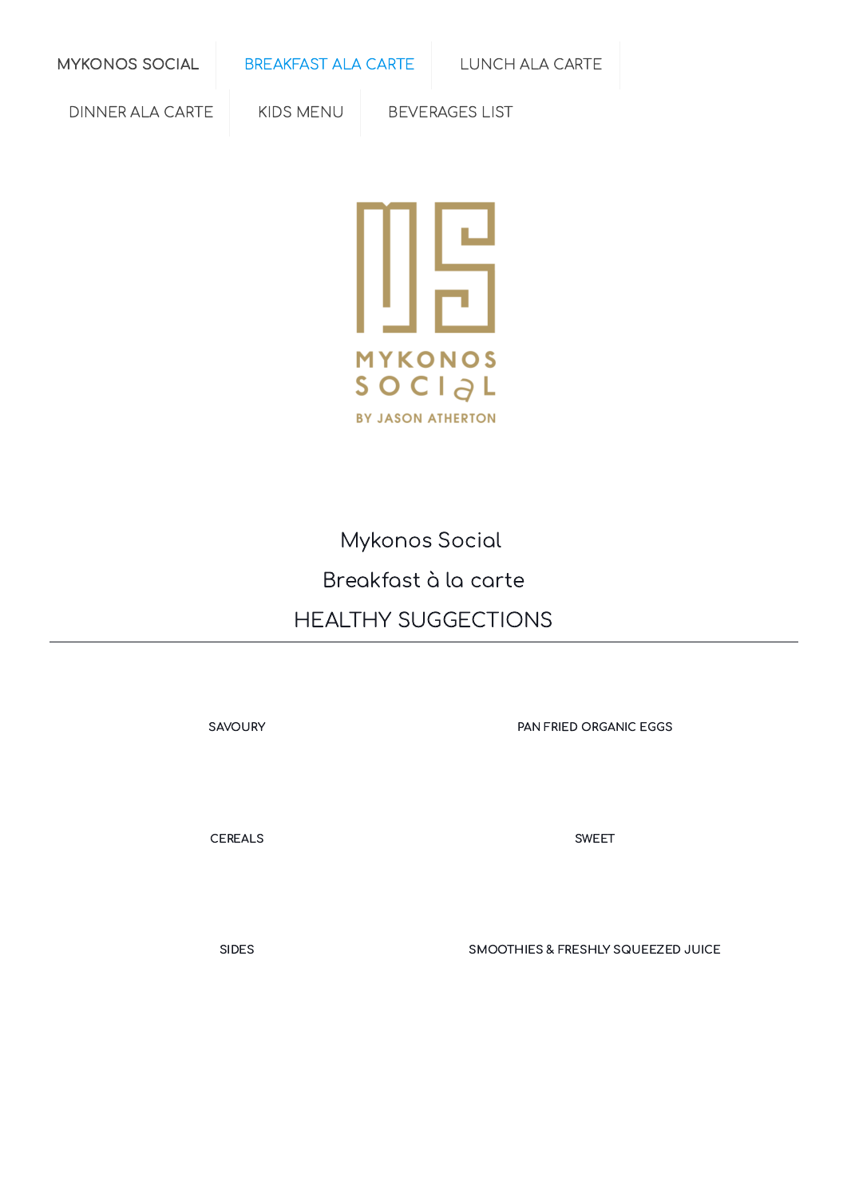MYKONOS SOCIAL | BREAKFAST ALA CARTE | LUNCH ALA CARTE | DINNER ALA CARTE | KIDS MENU | BEVERAGES LIST

MYKONOS SOCIAL BY JASON ATHERTON

# Mykonos Social

## Breakfast à la carte

## HEALTHY SUGGECTIONS

---

SAVOURY

PAN FRIED ORGANIC EGGS

CEREALS

SWEET

SIDES

SMOOTHIES & FRESHLY SQUEEZED JUICE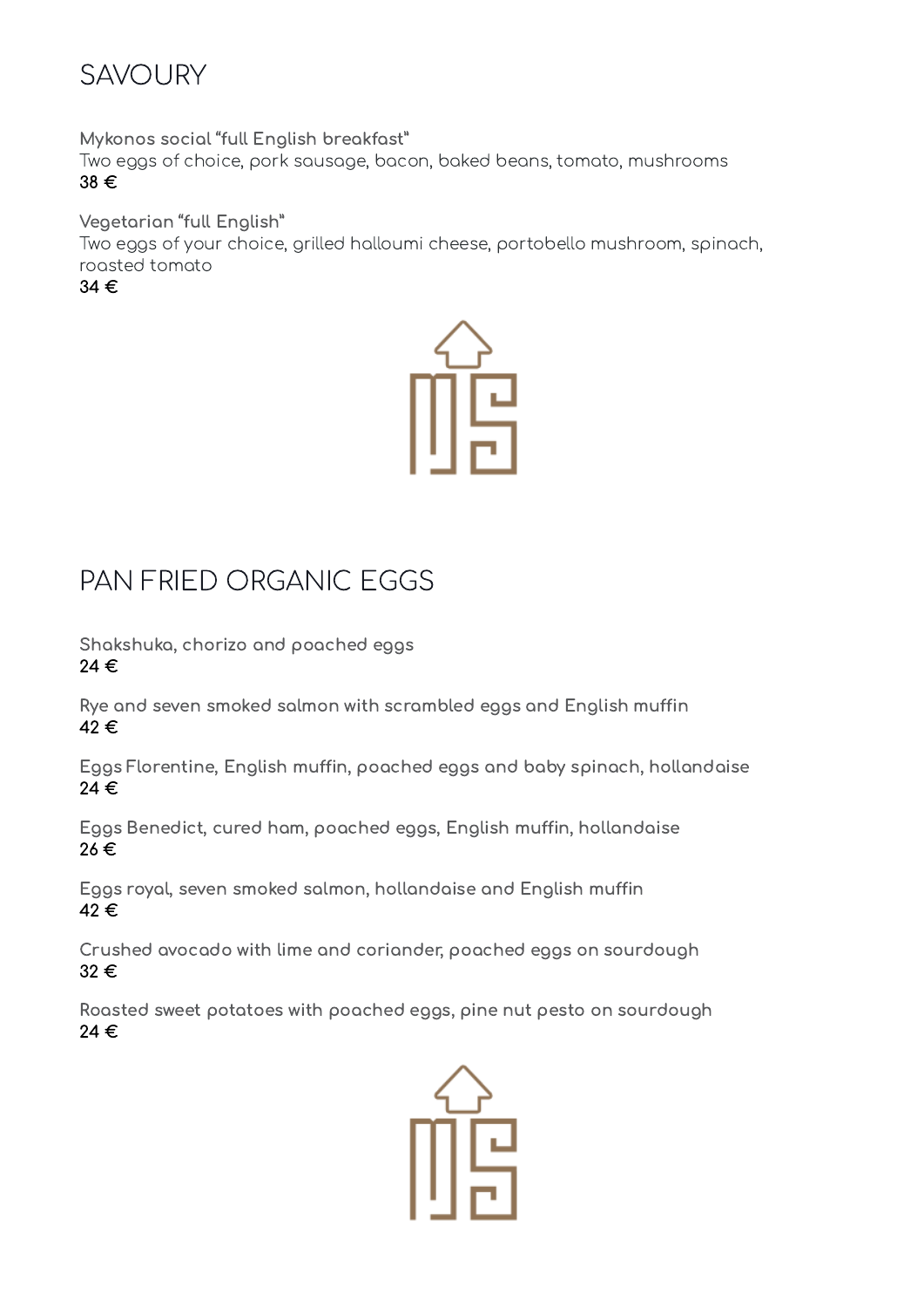# SAVOURY

**Mykonos social "full English breakfast"**
Two eggs of choice, pork sausage, bacon, baked beans, tomato, mushrooms
38 €

**Vegetarian "full English"**
Two eggs of your choice, grilled halloumi cheese, portobello mushroom, spinach, roasted tomato
34 €

# PAN FRIED ORGANIC EGGS

Shakshuka, chorizo and poached eggs
24 €

Rye and seven smoked salmon with scrambled eggs and English muffin
42 €

Eggs Florentine, English muffin, poached eggs and baby spinach, hollandaise
24 €

Eggs Benedict, cured ham, poached eggs, English muffin, hollandaise
26 €

Eggs royal, seven smoked salmon, hollandaise and English muffin
42 €

Crushed avocado with lime and coriander, poached eggs on sourdough
32 €

Roasted sweet potatoes with poached eggs, pine nut pesto on sourdough
24 €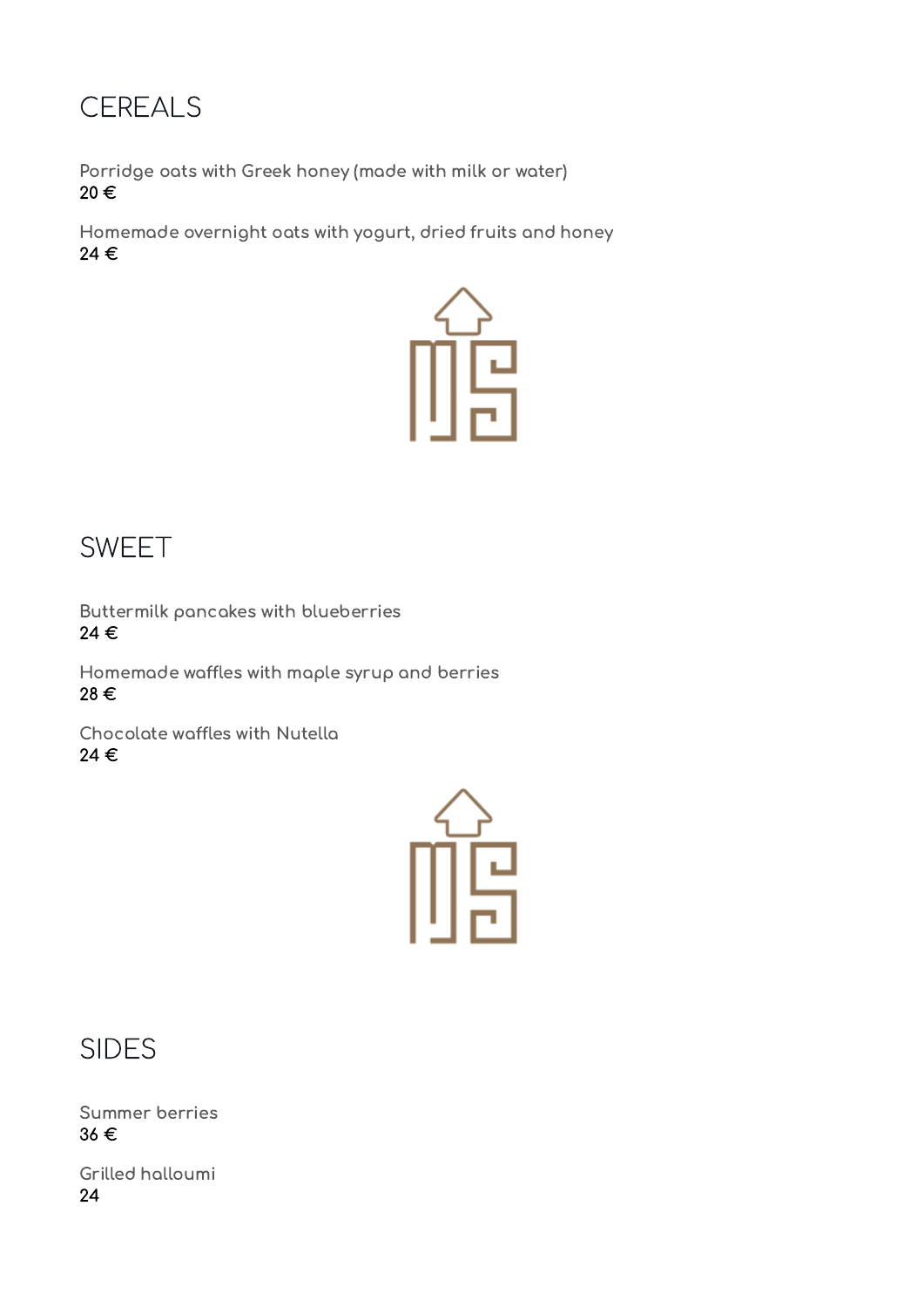# CEREALS

Porridge oats with Greek honey (made with milk or water)
20 €

Homemade overnight oats with yogurt, dried fruits and honey
24 €

# SWEET

Buttermilk pancakes with blueberries
24 €

Homemade waffles with maple syrup and berries
28 €

Chocolate waffles with Nutella
24 €

# SIDES

Summer berries
36 €

Grilled halloumi
24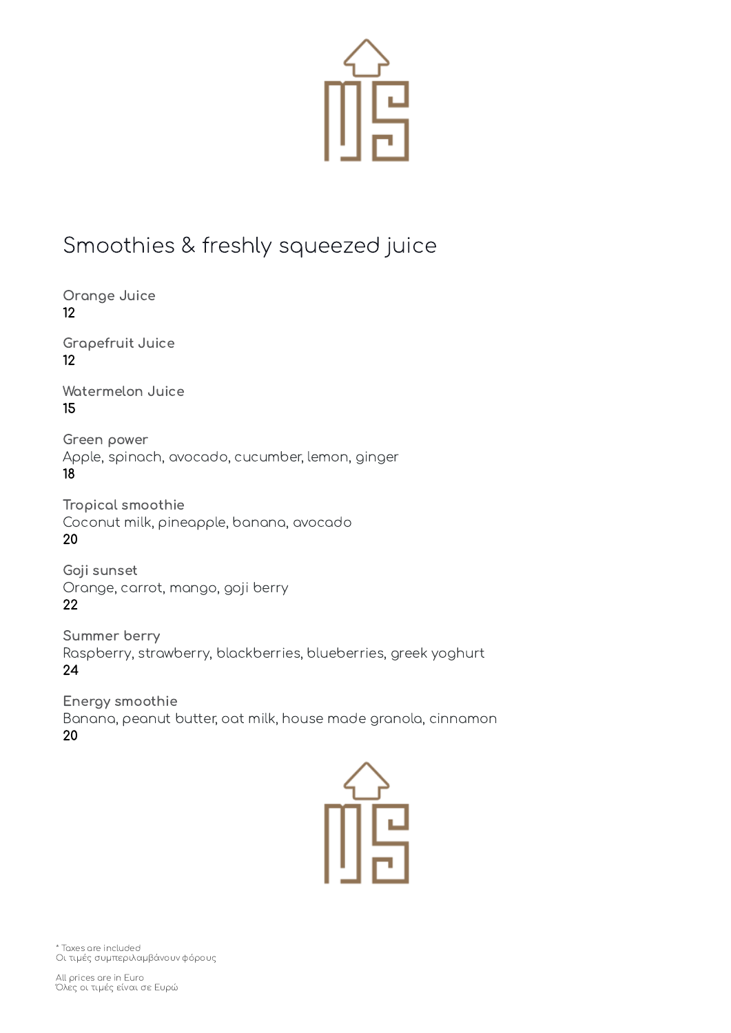# Smoothies & freshly squeezed juice

**Orange Juice**
12

**Grapefruit Juice**
12

**Watermelon Juice**
15

**Green power**
Apple, spinach, avocado, cucumber, lemon, ginger
18

**Tropical smoothie**
Coconut milk, pineapple, banana, avocado
20

**Goji sunset**
Orange, carrot, mango, goji berry
22

**Summer berry**
Raspberry, strawberry, blackberries, blueberries, greek yoghurt
24

**Energy smoothie**
Banana, peanut butter, oat milk, house made granola, cinnamon
20

* Taxes are included
Οι τιμές συμπεριλαμβάνουν φόρους

All prices are in Euro
Όλες οι τιμές είναι σε Ευρώ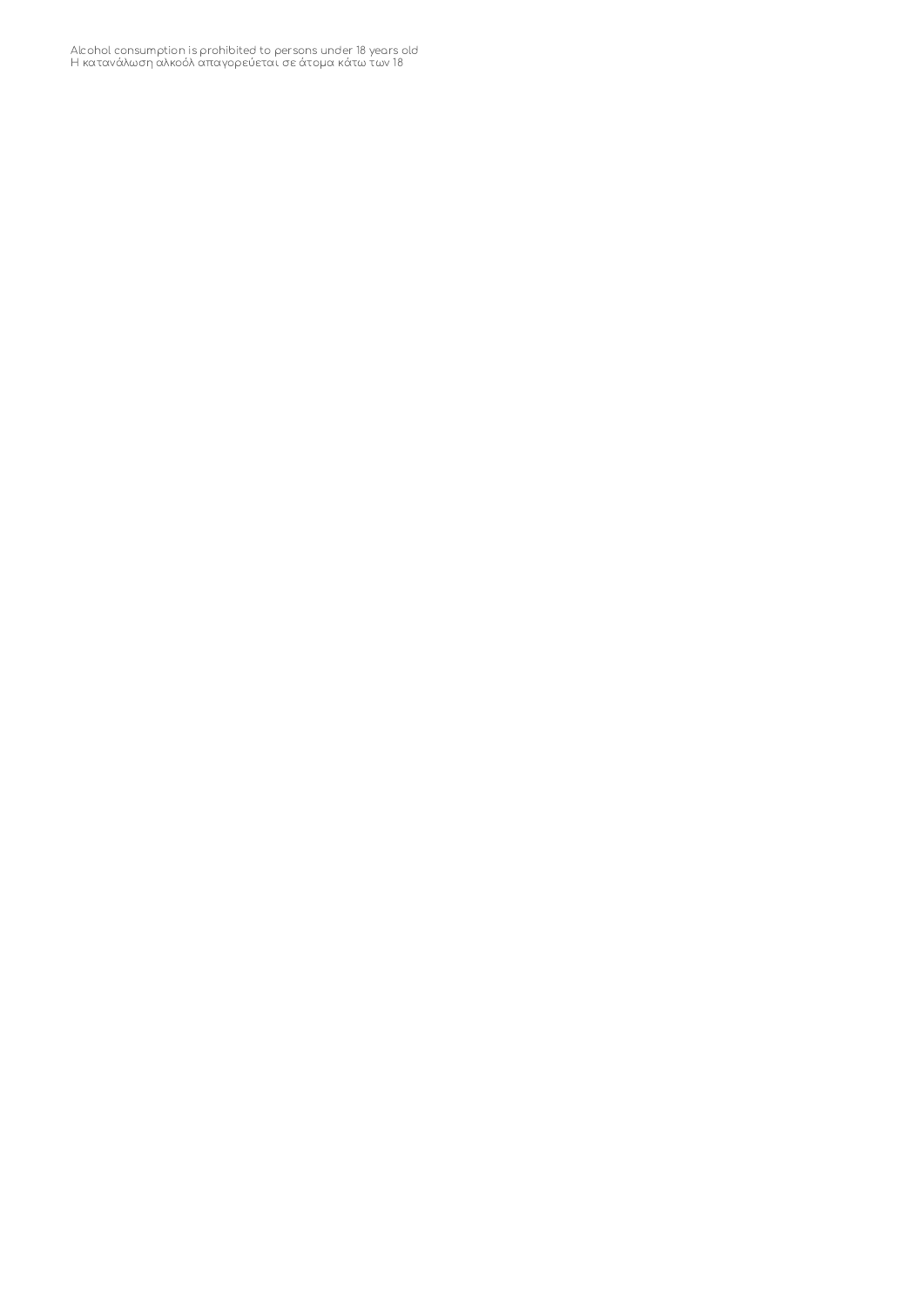Alcohol consumption is prohibited to persons under 18 years old
Η κατανάλωση αλκοόλ απαγορεύεται σε άτομα κάτω των 18